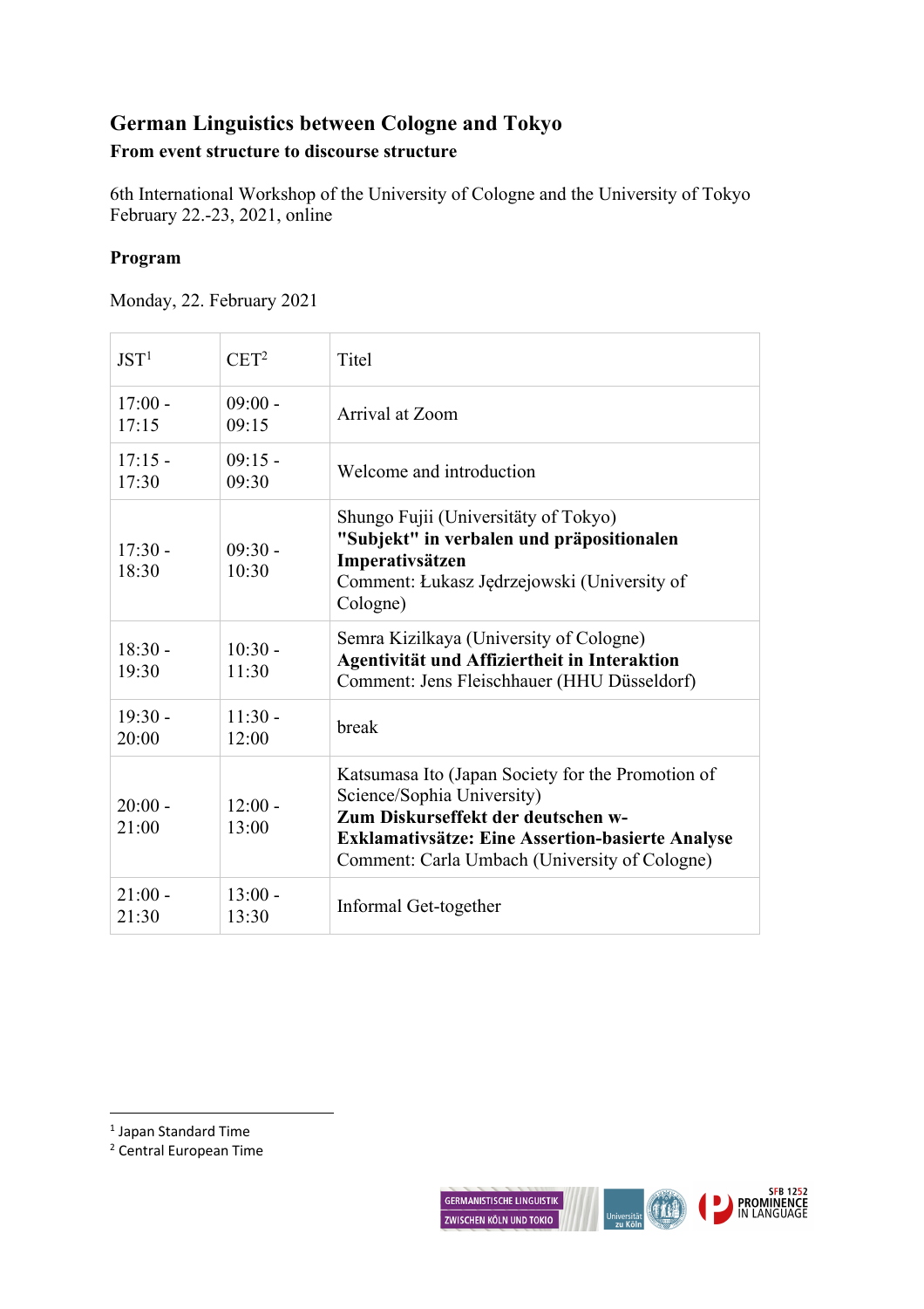# German Linguistics between Cologne and Tokyo

**From event structure to discourse structure**

6th International Workshop of the University of Cologne and the University of Tokyo
February 22.-23, 2021, online

## Program

Monday, 22. February 2021

| JST[1] | CET[2] | Titel |
|---|---|---|
| 17:00 - 17:15 | 09:00 - 09:15 | Arrival at Zoom |
| 17:15 - 17:30 | 09:15 - 09:30 | Welcome and introduction |
| 17:30 - 18:30 | 09:30 - 10:30 | Shungo Fujii (Universitäty of Tokyo)<br>**"Subjekt" in verbalen und präpositionalen Imperativsätzen**<br>Comment: Łukasz Jędrzejowski (University of Cologne) |
| 18:30 - 19:30 | 10:30 - 11:30 | Semra Kizilkaya (University of Cologne)<br>**Agentivität und Affiziertheit in Interaktion**<br>Comment: Jens Fleischhauer (HHU Düsseldorf) |
| 19:30 - 20:00 | 11:30 - 12:00 | break |
| 20:00 - 21:00 | 12:00 - 13:00 | Katsumasa Ito (Japan Society for the Promotion of Science/Sophia University)<br>**Zum Diskurseffekt der deutschen w-Exklamativsätze: Eine Assertion-basierte Analyse**<br>Comment: Carla Umbach (University of Cologne) |
| 21:00 - 21:30 | 13:00 - 13:30 | Informal Get-together |

[1] Japan Standard Time

[2] Central European Time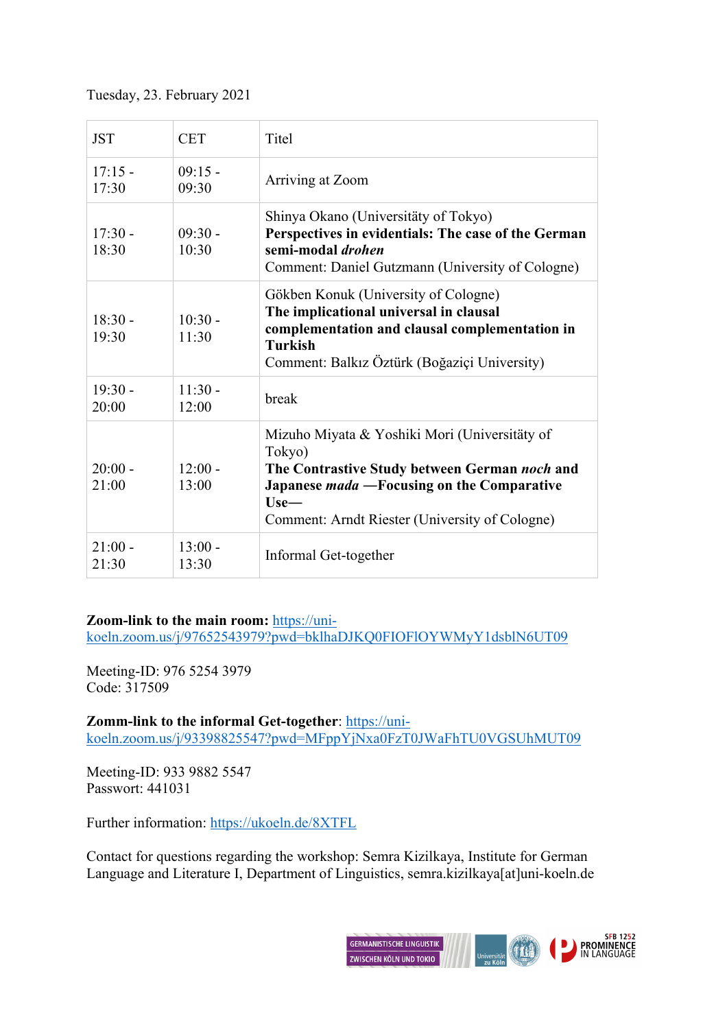Tuesday, 23. February 2021

| JST | CET | Titel |
|---|---|---|
| 17:15 - 17:30 | 09:15 - 09:30 | Arriving at Zoom |
| 17:30 - 18:30 | 09:30 - 10:30 | Shinya Okano (Universitäty of Tokyo)<br>**Perspectives in evidentials: The case of the German semi-modal *drohen***<br>Comment: Daniel Gutzmann (University of Cologne) |
| 18:30 - 19:30 | 10:30 - 11:30 | Gökben Konuk (University of Cologne)<br>**The implicational universal in clausal complementation and clausal complementation in Turkish**<br>Comment: Balkız Öztürk (Boğaziçi University) |
| 19:30 - 20:00 | 11:30 - 12:00 | break |
| 20:00 - 21:00 | 12:00 - 13:00 | Mizuho Miyata & Yoshiki Mori (Universitäty of Tokyo)<br>**The Contrastive Study between German *noch* and Japanese *mada* —Focusing on the Comparative Use—**<br>Comment: Arndt Riester (University of Cologne) |
| 21:00 - 21:30 | 13:00 - 13:30 | Informal Get-together |

**Zoom-link to the main room:** https://uni-koeln.zoom.us/j/97652543979?pwd=bklhaDJKQ0FIOFlOYWMyY1dsblN6UT09

Meeting-ID: 976 5254 3979
Code: 317509

**Zomm-link to the informal Get-together**: https://uni-koeln.zoom.us/j/93398825547?pwd=MFppYjNxa0FzT0JWaFhTU0VGSUhMUT09

Meeting-ID: 933 9882 5547
Passwort: 441031

Further information: https://ukoeln.de/8XTFL

Contact for questions regarding the workshop: Semra Kizilkaya, Institute for German Language and Literature I, Department of Linguistics, semra.kizilkaya[at]uni-koeln.de

GERMANISTISCHE LINGUISTIK ZWISCHEN KÖLN UND TOKIO

Universität zu Köln

SFB 1252 PROMINENCE IN LANGUAGE